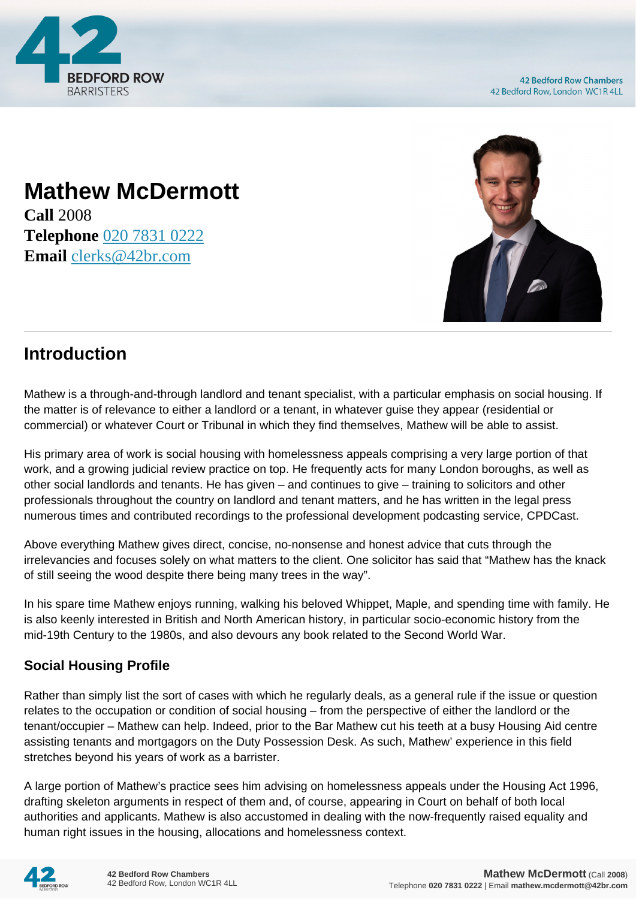# Mathew McDermott

**Call** 2008
**Telephone** 020 7831 0222
**Email** clerks@42br.com

## Introduction

Mathew is a through-and-through landlord and tenant specialist, with a particular emphasis on social housing. If the matter is of relevance to either a landlord or a tenant, in whatever guise they appear (residential or commercial) or whatever Court or Tribunal in which they find themselves, Mathew will be able to assist.

His primary area of work is social housing with homelessness appeals comprising a very large portion of that work, and a growing judicial review practice on top. He frequently acts for many London boroughs, as well as other social landlords and tenants. He has given – and continues to give – training to solicitors and other professionals throughout the country on landlord and tenant matters, and he has written in the legal press numerous times and contributed recordings to the professional development podcasting service, CPDCast.

Above everything Mathew gives direct, concise, no-nonsense and honest advice that cuts through the irrelevancies and focuses solely on what matters to the client. One solicitor has said that "Mathew has the knack of still seeing the wood despite there being many trees in the way".

In his spare time Mathew enjoys running, walking his beloved Whippet, Maple, and spending time with family. He is also keenly interested in British and North American history, in particular socio-economic history from the mid-19th Century to the 1980s, and also devours any book related to the Second World War.

### Social Housing Profile

Rather than simply list the sort of cases with which he regularly deals, as a general rule if the issue or question relates to the occupation or condition of social housing – from the perspective of either the landlord or the tenant/occupier – Mathew can help. Indeed, prior to the Bar Mathew cut his teeth at a busy Housing Aid centre assisting tenants and mortgagors on the Duty Possession Desk. As such, Mathew' experience in this field stretches beyond his years of work as a barrister.

A large portion of Mathew's practice sees him advising on homelessness appeals under the Housing Act 1996, drafting skeleton arguments in respect of them and, of course, appearing in Court on behalf of both local authorities and applicants. Mathew is also accustomed in dealing with the now-frequently raised equality and human right issues in the housing, allocations and homelessness context.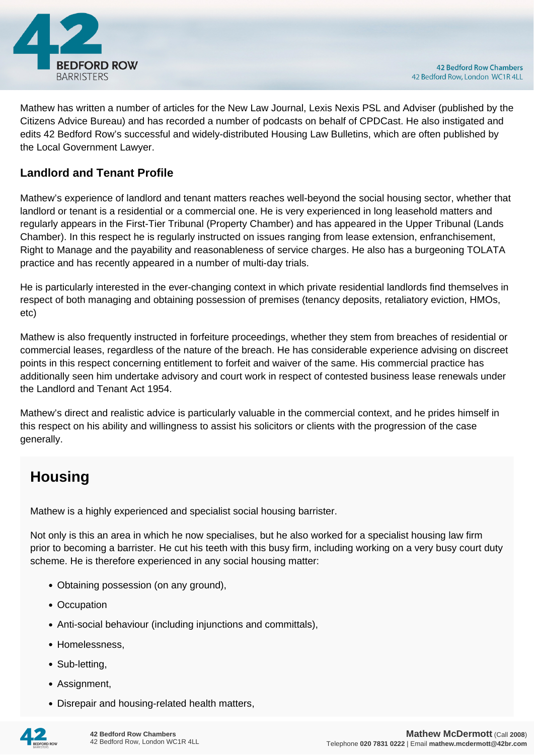Mathew has written a number of articles for the New Law Journal, Lexis Nexis PSL and Adviser (published by the Citizens Advice Bureau) and has recorded a number of podcasts on behalf of CPDCast. He also instigated and edits 42 Bedford Row's successful and widely-distributed Housing Law Bulletins, which are often published by the Local Government Lawyer.

### Landlord and Tenant Profile

Mathew's experience of landlord and tenant matters reaches well-beyond the social housing sector, whether that landlord or tenant is a residential or a commercial one. He is very experienced in long leasehold matters and regularly appears in the First-Tier Tribunal (Property Chamber) and has appeared in the Upper Tribunal (Lands Chamber). In this respect he is regularly instructed on issues ranging from lease extension, enfranchisement, Right to Manage and the payability and reasonableness of service charges. He also has a burgeoning TOLATA practice and has recently appeared in a number of multi-day trials.

He is particularly interested in the ever-changing context in which private residential landlords find themselves in respect of both managing and obtaining possession of premises (tenancy deposits, retaliatory eviction, HMOs, etc)

Mathew is also frequently instructed in forfeiture proceedings, whether they stem from breaches of residential or commercial leases, regardless of the nature of the breach. He has considerable experience advising on discreet points in this respect concerning entitlement to forfeit and waiver of the same. His commercial practice has additionally seen him undertake advisory and court work in respect of contested business lease renewals under the Landlord and Tenant Act 1954.

Mathew's direct and realistic advice is particularly valuable in the commercial context, and he prides himself in this respect on his ability and willingness to assist his solicitors or clients with the progression of the case generally.

## Housing

Mathew is a highly experienced and specialist social housing barrister.

Not only is this an area in which he now specialises, but he also worked for a specialist housing law firm prior to becoming a barrister. He cut his teeth with this busy firm, including working on a very busy court duty scheme. He is therefore experienced in any social housing matter:

- Obtaining possession (on any ground),
- Occupation
- Anti-social behaviour (including injunctions and committals),
- Homelessness,
- Sub-letting,
- Assignment,
- Disrepair and housing-related health matters,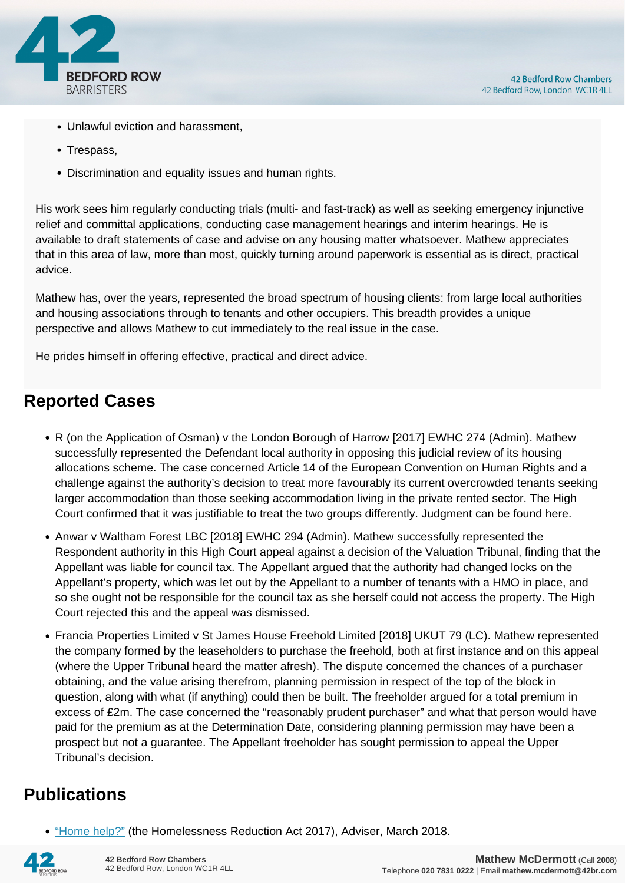- Unlawful eviction and harassment,
- Trespass,
- Discrimination and equality issues and human rights.

His work sees him regularly conducting trials (multi- and fast-track) as well as seeking emergency injunctive relief and committal applications, conducting case management hearings and interim hearings. He is available to draft statements of case and advise on any housing matter whatsoever. Mathew appreciates that in this area of law, more than most, quickly turning around paperwork is essential as is direct, practical advice.

Mathew has, over the years, represented the broad spectrum of housing clients: from large local authorities and housing associations through to tenants and other occupiers. This breadth provides a unique perspective and allows Mathew to cut immediately to the real issue in the case.

He prides himself in offering effective, practical and direct advice.

## Reported Cases

- R (on the Application of Osman) v the London Borough of Harrow [2017] EWHC 274 (Admin). Mathew successfully represented the Defendant local authority in opposing this judicial review of its housing allocations scheme. The case concerned Article 14 of the European Convention on Human Rights and a challenge against the authority's decision to treat more favourably its current overcrowded tenants seeking larger accommodation than those seeking accommodation living in the private rented sector. The High Court confirmed that it was justifiable to treat the two groups differently. Judgment can be found here.
- Anwar v Waltham Forest LBC [2018] EWHC 294 (Admin). Mathew successfully represented the Respondent authority in this High Court appeal against a decision of the Valuation Tribunal, finding that the Appellant was liable for council tax. The Appellant argued that the authority had changed locks on the Appellant's property, which was let out by the Appellant to a number of tenants with a HMO in place, and so she ought not be responsible for the council tax as she herself could not access the property. The High Court rejected this and the appeal was dismissed.
- Francia Properties Limited v St James House Freehold Limited [2018] UKUT 79 (LC). Mathew represented the company formed by the leaseholders to purchase the freehold, both at first instance and on this appeal (where the Upper Tribunal heard the matter afresh). The dispute concerned the chances of a purchaser obtaining, and the value arising therefrom, planning permission in respect of the top of the block in question, along with what (if anything) could then be built. The freeholder argued for a total premium in excess of £2m. The case concerned the "reasonably prudent purchaser" and what that person would have paid for the premium as at the Determination Date, considering planning permission may have been a prospect but not a guarantee. The Appellant freeholder has sought permission to appeal the Upper Tribunal's decision.

## Publications

- "Home help?" (the Homelessness Reduction Act 2017), Adviser, March 2018.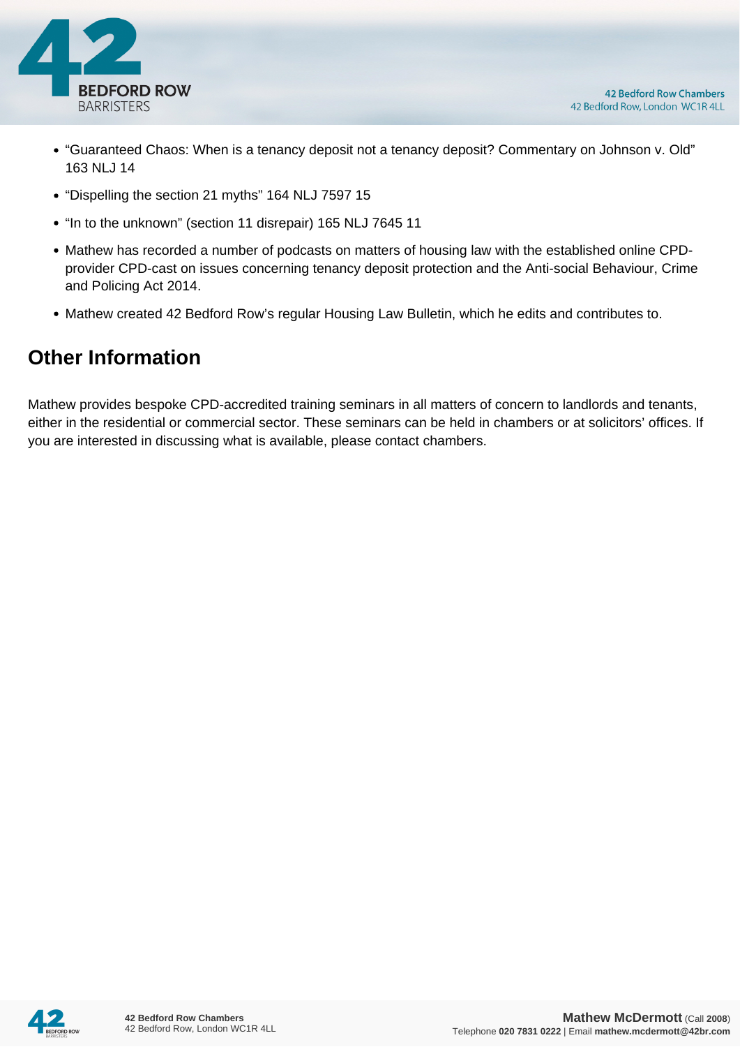- “Guaranteed Chaos: When is a tenancy deposit not a tenancy deposit? Commentary on Johnson v. Old” 163 NLJ 14
- “Dispelling the section 21 myths” 164 NLJ 7597 15
- “In to the unknown” (section 11 disrepair) 165 NLJ 7645 11
- Mathew has recorded a number of podcasts on matters of housing law with the established online CPD-provider CPD-cast on issues concerning tenancy deposit protection and the Anti-social Behaviour, Crime and Policing Act 2014.
- Mathew created 42 Bedford Row’s regular Housing Law Bulletin, which he edits and contributes to.

## Other Information

Mathew provides bespoke CPD-accredited training seminars in all matters of concern to landlords and tenants, either in the residential or commercial sector. These seminars can be held in chambers or at solicitors’ offices. If you are interested in discussing what is available, please contact chambers.